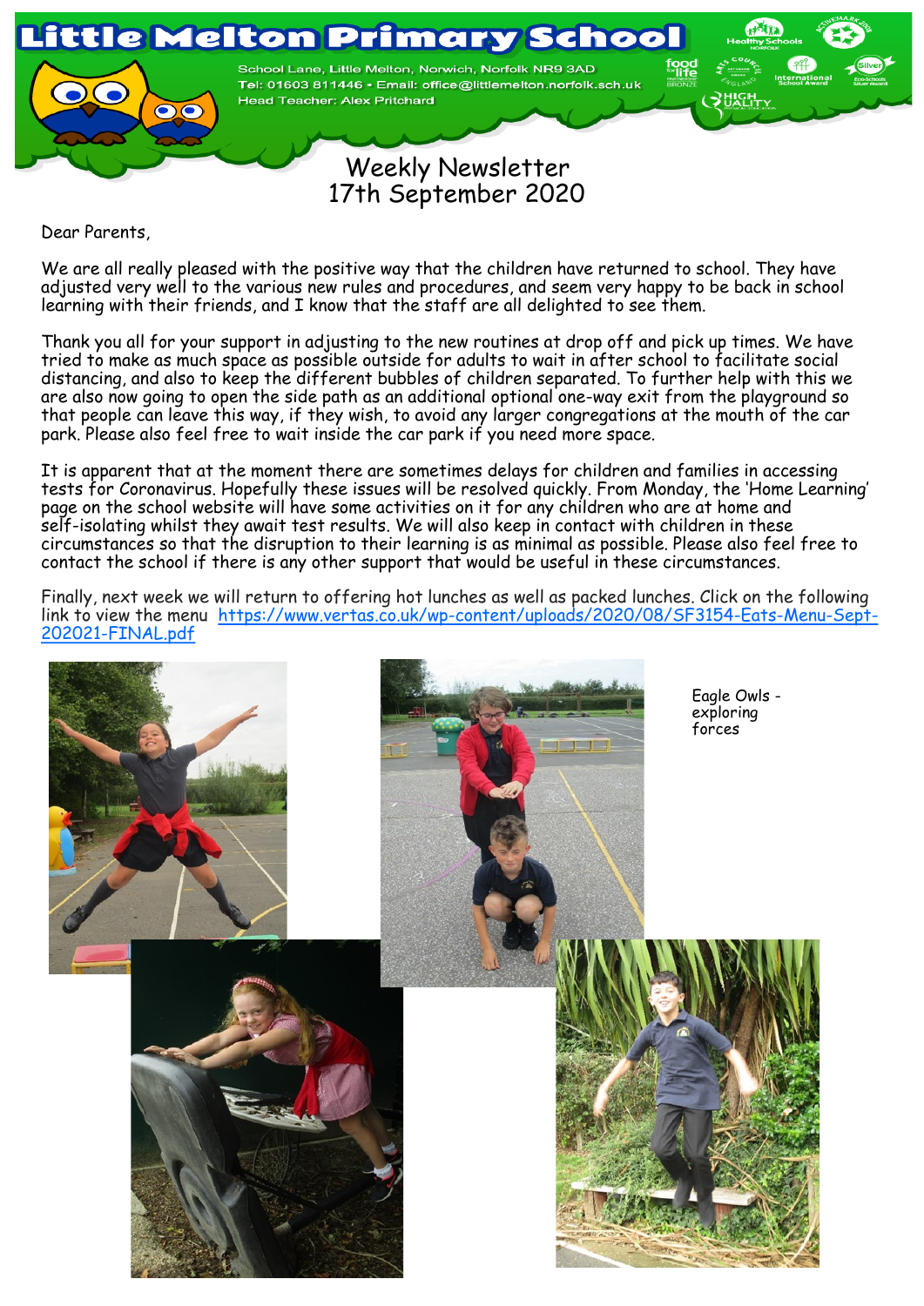# Little Melton Primary School

School Lane, Little Melton, Norwich, Norfolk NR9 3AD
Tel: 01603 811446 • Email: office@littlemelton.norfolk.sch.uk
Head Teacher: Alex Pritchard

## Weekly Newsletter
## 17th September 2020

Dear Parents,

We are all really pleased with the positive way that the children have returned to school. They have adjusted very well to the various new rules and procedures, and seem very happy to be back in school learning with their friends, and I know that the staff are all delighted to see them.

Thank you all for your support in adjusting to the new routines at drop off and pick up times. We have tried to make as much space as possible outside for adults to wait in after school to facilitate social distancing, and also to keep the different bubbles of children separated. To further help with this we are also now going to open the side path as an additional optional one-way exit from the playground so that people can leave this way, if they wish, to avoid any larger congregations at the mouth of the car park. Please also feel free to wait inside the car park if you need more space.

It is apparent that at the moment there are sometimes delays for children and families in accessing tests for Coronavirus. Hopefully these issues will be resolved quickly. From Monday, the 'Home Learning' page on the school website will have some activities on it for any children who are at home and self-isolating whilst they await test results. We will also keep in contact with children in these circumstances so that the disruption to their learning is as minimal as possible. Please also feel free to contact the school if there is any other support that would be useful in these circumstances.

Finally, next week we will return to offering hot lunches as well as packed lunches. Click on the following link to view the menu https://www.vertas.co.uk/wp-content/uploads/2020/08/SF3154-Eats-Menu-Sept-202021-FINAL.pdf

Eagle Owls - exploring forces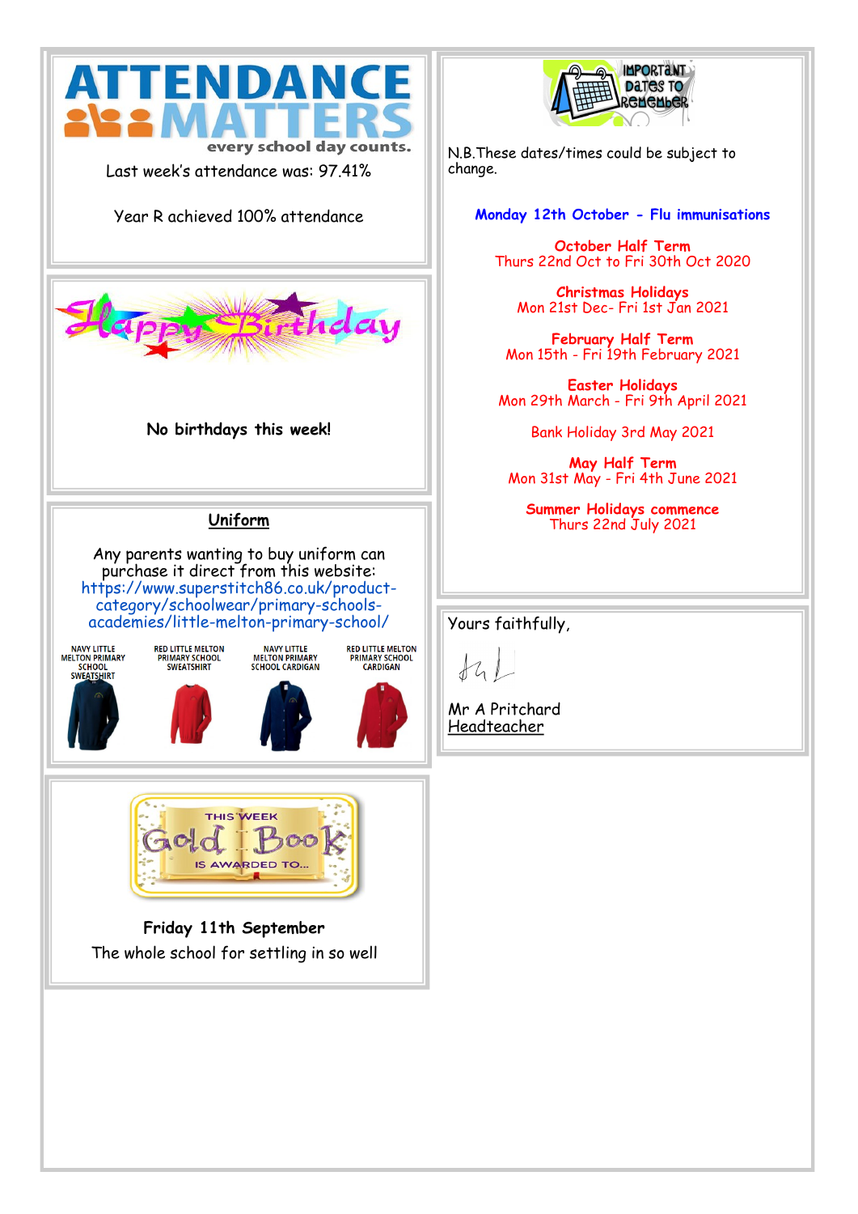# ATTENDANCE MATTERS

every school day counts.

Last week's attendance was: 97.41%

Year R achieved 100% attendance

## Happy Birthday

**No birthdays this week!**

## Uniform

Any parents wanting to buy uniform can purchase it direct from this website: https://www.superstitch86.co.uk/product-category/schoolwear/primary-schools-academies/little-melton-primary-school/

NAVY LITTLE MELTON PRIMARY SCHOOL SWEATSHIRT

RED LITTLE MELTON PRIMARY SCHOOL SWEATSHIRT

NAVY LITTLE MELTON PRIMARY SCHOOL CARDIGAN

RED LITTLE MELTON PRIMARY SCHOOL CARDIGAN

## THIS WEEK Gold Book IS AWARDED TO...

**Friday 11th September**

The whole school for settling in so well

## Important Dates to Remember

N.B.These dates/times could be subject to change.

**Monday 12th October - Flu immunisations**

**October Half Term**
Thurs 22nd Oct to Fri 30th Oct 2020

**Christmas Holidays**
Mon 21st Dec- Fri 1st Jan 2021

**February Half Term**
Mon 15th - Fri 19th February 2021

**Easter Holidays**
Mon 29th March - Fri 9th April 2021

Bank Holiday 3rd May 2021

**May Half Term**
Mon 31st May - Fri 4th June 2021

**Summer Holidays commence**
Thurs 22nd July 2021

Yours faithfully,

Mr A Pritchard
Headteacher